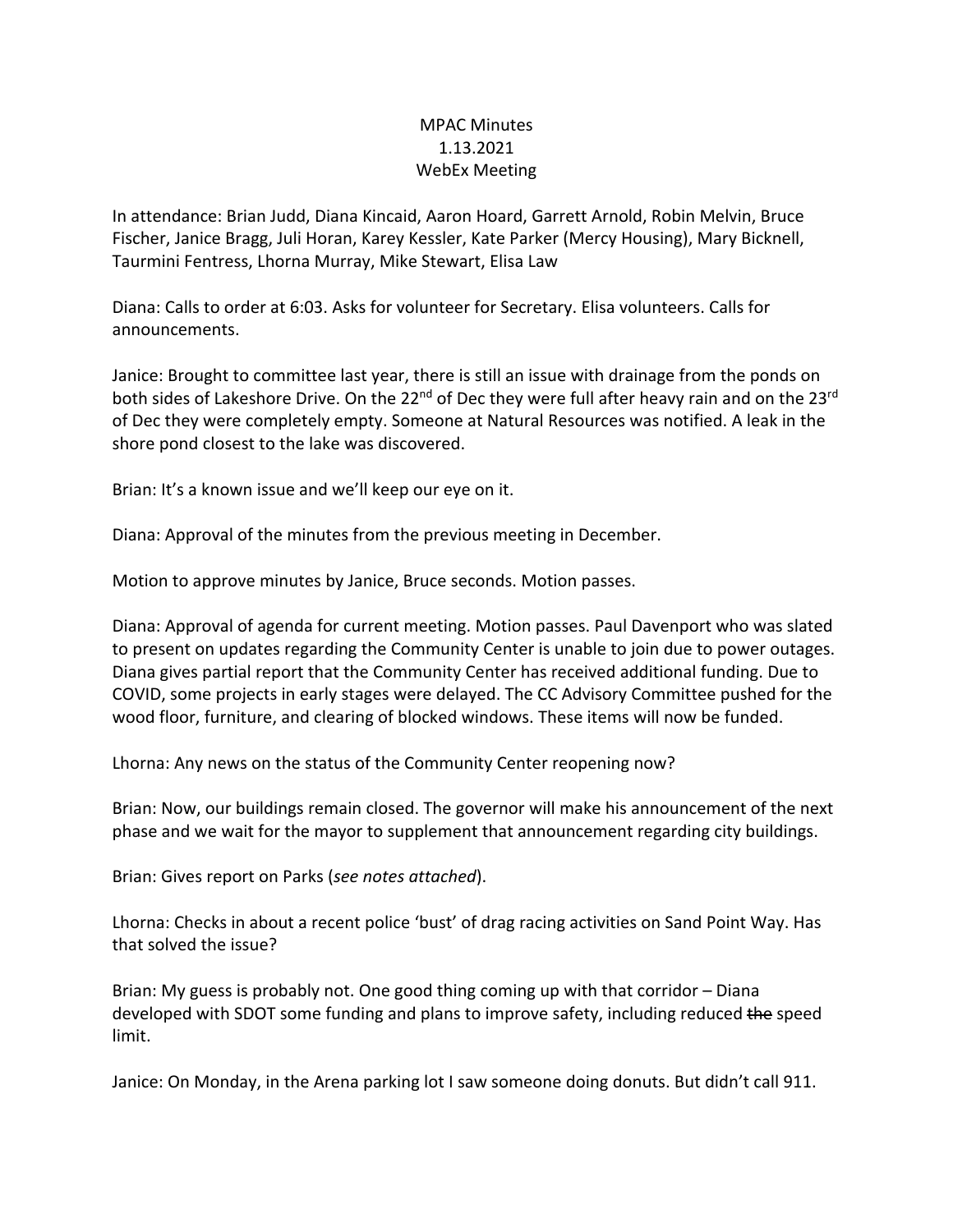# MPAC Minutes
1.13.2021
WebEx Meeting

In attendance: Brian Judd, Diana Kincaid, Aaron Hoard, Garrett Arnold, Robin Melvin, Bruce Fischer, Janice Bragg, Juli Horan, Karey Kessler, Kate Parker (Mercy Housing), Mary Bicknell, Taurmini Fentress, Lhorna Murray, Mike Stewart, Elisa Law

Diana: Calls to order at 6:03. Asks for volunteer for Secretary. Elisa volunteers. Calls for announcements.

Janice: Brought to committee last year, there is still an issue with drainage from the ponds on both sides of Lakeshore Drive. On the 22nd of Dec they were full after heavy rain and on the 23rd of Dec they were completely empty. Someone at Natural Resources was notified. A leak in the shore pond closest to the lake was discovered.

Brian: It's a known issue and we'll keep our eye on it.

Diana: Approval of the minutes from the previous meeting in December.

Motion to approve minutes by Janice, Bruce seconds. Motion passes.

Diana: Approval of agenda for current meeting. Motion passes. Paul Davenport who was slated to present on updates regarding the Community Center is unable to join due to power outages. Diana gives partial report that the Community Center has received additional funding. Due to COVID, some projects in early stages were delayed. The CC Advisory Committee pushed for the wood floor, furniture, and clearing of blocked windows. These items will now be funded.

Lhorna: Any news on the status of the Community Center reopening now?

Brian: Now, our buildings remain closed. The governor will make his announcement of the next phase and we wait for the mayor to supplement that announcement regarding city buildings.

Brian: Gives report on Parks (*see notes attached*).

Lhorna: Checks in about a recent police 'bust' of drag racing activities on Sand Point Way. Has that solved the issue?

Brian: My guess is probably not. One good thing coming up with that corridor – Diana developed with SDOT some funding and plans to improve safety, including reduced ~~the~~ speed limit.

Janice: On Monday, in the Arena parking lot I saw someone doing donuts. But didn't call 911.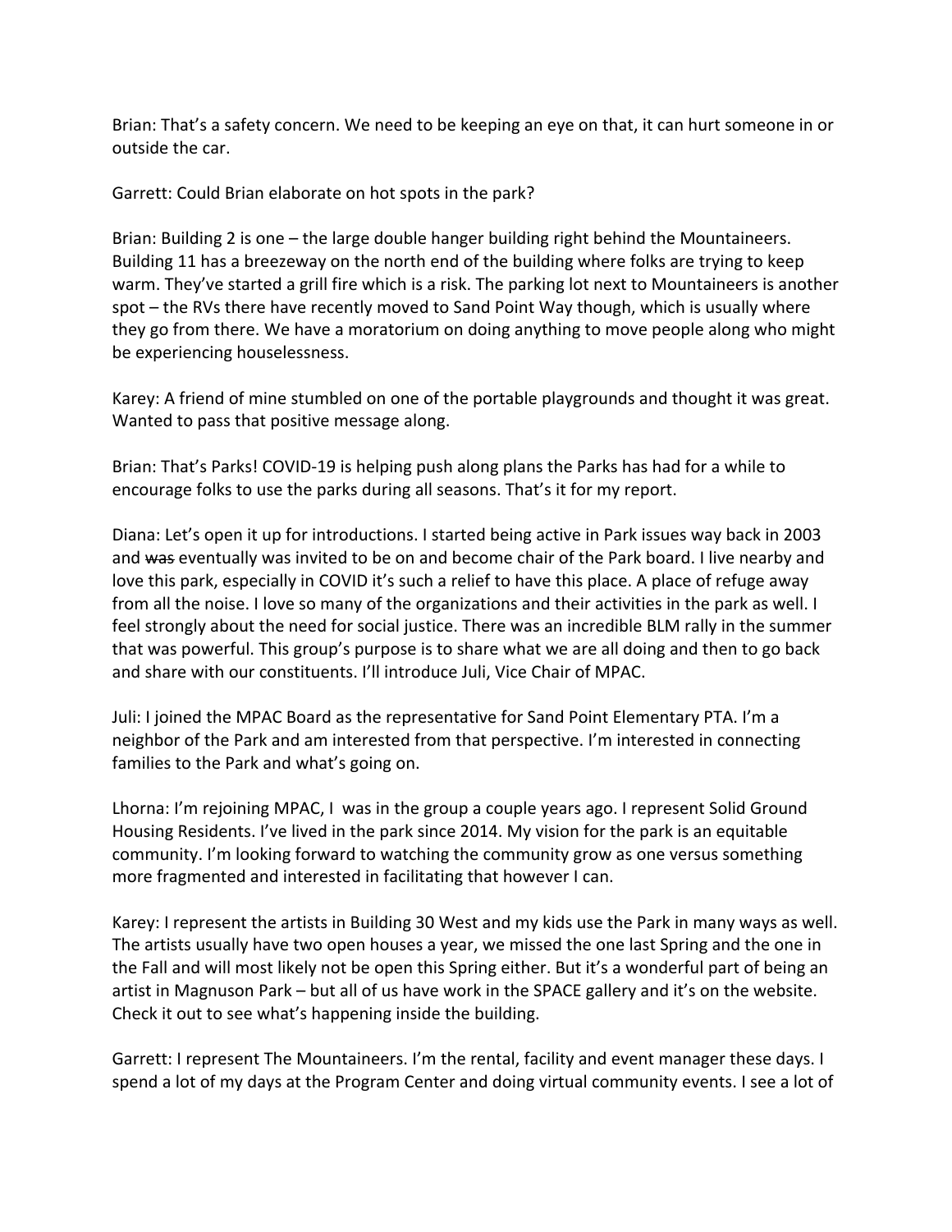Brian: That's a safety concern. We need to be keeping an eye on that, it can hurt someone in or outside the car.

Garrett: Could Brian elaborate on hot spots in the park?

Brian: Building 2 is one – the large double hanger building right behind the Mountaineers. Building 11 has a breezeway on the north end of the building where folks are trying to keep warm. They've started a grill fire which is a risk. The parking lot next to Mountaineers is another spot – the RVs there have recently moved to Sand Point Way though, which is usually where they go from there. We have a moratorium on doing anything to move people along who might be experiencing houselessness.

Karey: A friend of mine stumbled on one of the portable playgrounds and thought it was great. Wanted to pass that positive message along.

Brian: That's Parks! COVID-19 is helping push along plans the Parks has had for a while to encourage folks to use the parks during all seasons. That's it for my report.

Diana: Let's open it up for introductions. I started being active in Park issues way back in 2003 and ~~was~~ eventually was invited to be on and become chair of the Park board. I live nearby and love this park, especially in COVID it's such a relief to have this place. A place of refuge away from all the noise. I love so many of the organizations and their activities in the park as well. I feel strongly about the need for social justice. There was an incredible BLM rally in the summer that was powerful. This group's purpose is to share what we are all doing and then to go back and share with our constituents. I'll introduce Juli, Vice Chair of MPAC.

Juli: I joined the MPAC Board as the representative for Sand Point Elementary PTA. I'm a neighbor of the Park and am interested from that perspective. I'm interested in connecting families to the Park and what's going on.

Lhorna: I'm rejoining MPAC, I was in the group a couple years ago. I represent Solid Ground Housing Residents. I've lived in the park since 2014. My vision for the park is an equitable community. I'm looking forward to watching the community grow as one versus something more fragmented and interested in facilitating that however I can.

Karey: I represent the artists in Building 30 West and my kids use the Park in many ways as well. The artists usually have two open houses a year, we missed the one last Spring and the one in the Fall and will most likely not be open this Spring either. But it's a wonderful part of being an artist in Magnuson Park – but all of us have work in the SPACE gallery and it's on the website. Check it out to see what's happening inside the building.

Garrett: I represent The Mountaineers. I'm the rental, facility and event manager these days. I spend a lot of my days at the Program Center and doing virtual community events. I see a lot of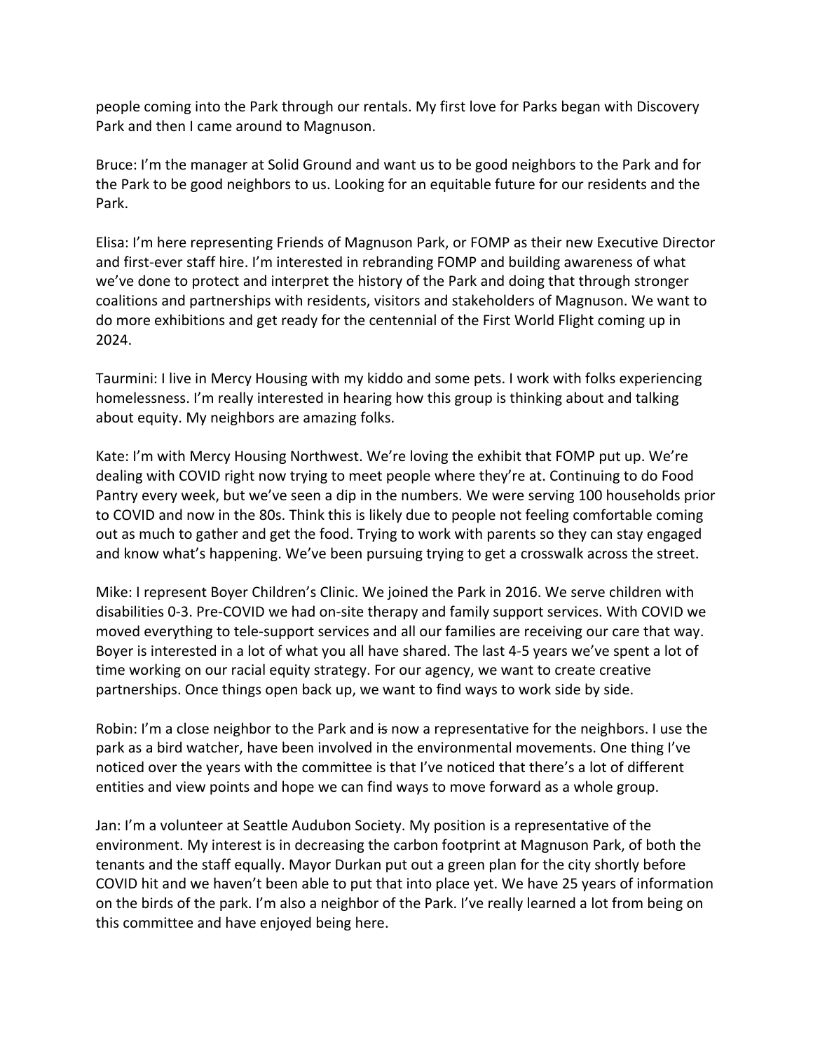people coming into the Park through our rentals. My first love for Parks began with Discovery Park and then I came around to Magnuson.

Bruce: I'm the manager at Solid Ground and want us to be good neighbors to the Park and for the Park to be good neighbors to us. Looking for an equitable future for our residents and the Park.

Elisa: I'm here representing Friends of Magnuson Park, or FOMP as their new Executive Director and first-ever staff hire. I'm interested in rebranding FOMP and building awareness of what we've done to protect and interpret the history of the Park and doing that through stronger coalitions and partnerships with residents, visitors and stakeholders of Magnuson. We want to do more exhibitions and get ready for the centennial of the First World Flight coming up in 2024.

Taurmini: I live in Mercy Housing with my kiddo and some pets. I work with folks experiencing homelessness. I'm really interested in hearing how this group is thinking about and talking about equity. My neighbors are amazing folks.

Kate: I'm with Mercy Housing Northwest. We're loving the exhibit that FOMP put up. We're dealing with COVID right now trying to meet people where they're at. Continuing to do Food Pantry every week, but we've seen a dip in the numbers. We were serving 100 households prior to COVID and now in the 80s. Think this is likely due to people not feeling comfortable coming out as much to gather and get the food. Trying to work with parents so they can stay engaged and know what's happening. We've been pursuing trying to get a crosswalk across the street.

Mike: I represent Boyer Children's Clinic. We joined the Park in 2016. We serve children with disabilities 0-3. Pre-COVID we had on-site therapy and family support services. With COVID we moved everything to tele-support services and all our families are receiving our care that way. Boyer is interested in a lot of what you all have shared. The last 4-5 years we've spent a lot of time working on our racial equity strategy. For our agency, we want to create creative partnerships. Once things open back up, we want to find ways to work side by side.

Robin: I'm a close neighbor to the Park and ~~is~~ now a representative for the neighbors. I use the park as a bird watcher, have been involved in the environmental movements. One thing I've noticed over the years with the committee is that I've noticed that there's a lot of different entities and view points and hope we can find ways to move forward as a whole group.

Jan: I'm a volunteer at Seattle Audubon Society. My position is a representative of the environment. My interest is in decreasing the carbon footprint at Magnuson Park, of both the tenants and the staff equally. Mayor Durkan put out a green plan for the city shortly before COVID hit and we haven't been able to put that into place yet. We have 25 years of information on the birds of the park. I'm also a neighbor of the Park. I've really learned a lot from being on this committee and have enjoyed being here.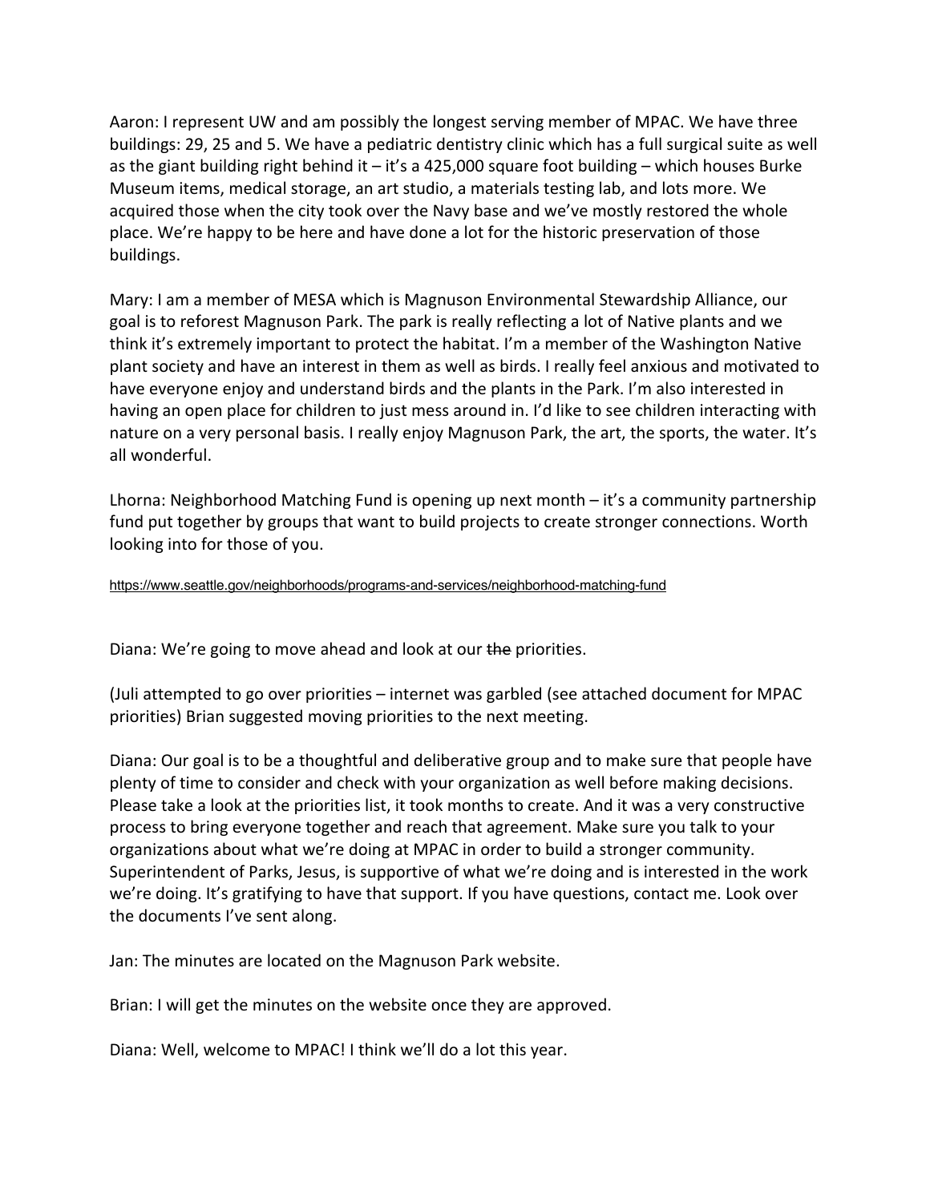Aaron: I represent UW and am possibly the longest serving member of MPAC. We have three buildings: 29, 25 and 5. We have a pediatric dentistry clinic which has a full surgical suite as well as the giant building right behind it – it's a 425,000 square foot building – which houses Burke Museum items, medical storage, an art studio, a materials testing lab, and lots more. We acquired those when the city took over the Navy base and we've mostly restored the whole place. We're happy to be here and have done a lot for the historic preservation of those buildings.

Mary: I am a member of MESA which is Magnuson Environmental Stewardship Alliance, our goal is to reforest Magnuson Park. The park is really reflecting a lot of Native plants and we think it's extremely important to protect the habitat. I'm a member of the Washington Native plant society and have an interest in them as well as birds. I really feel anxious and motivated to have everyone enjoy and understand birds and the plants in the Park. I'm also interested in having an open place for children to just mess around in. I'd like to see children interacting with nature on a very personal basis. I really enjoy Magnuson Park, the art, the sports, the water. It's all wonderful.

Lhorna: Neighborhood Matching Fund is opening up next month – it's a community partnership fund put together by groups that want to build projects to create stronger connections. Worth looking into for those of you.

https://www.seattle.gov/neighborhoods/programs-and-services/neighborhood-matching-fund

Diana: We're going to move ahead and look at our ~~the~~ priorities.

(Juli attempted to go over priorities – internet was garbled (see attached document for MPAC priorities) Brian suggested moving priorities to the next meeting.

Diana: Our goal is to be a thoughtful and deliberative group and to make sure that people have plenty of time to consider and check with your organization as well before making decisions. Please take a look at the priorities list, it took months to create. And it was a very constructive process to bring everyone together and reach that agreement. Make sure you talk to your organizations about what we're doing at MPAC in order to build a stronger community. Superintendent of Parks, Jesus, is supportive of what we're doing and is interested in the work we're doing. It's gratifying to have that support. If you have questions, contact me. Look over the documents I've sent along.

Jan: The minutes are located on the Magnuson Park website.

Brian: I will get the minutes on the website once they are approved.

Diana: Well, welcome to MPAC! I think we'll do a lot this year.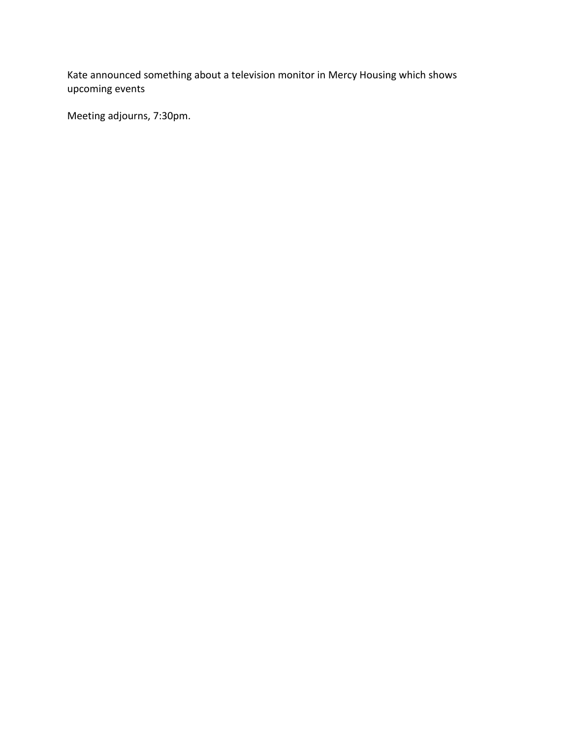Kate announced something about a television monitor in Mercy Housing which shows upcoming events

Meeting adjourns, 7:30pm.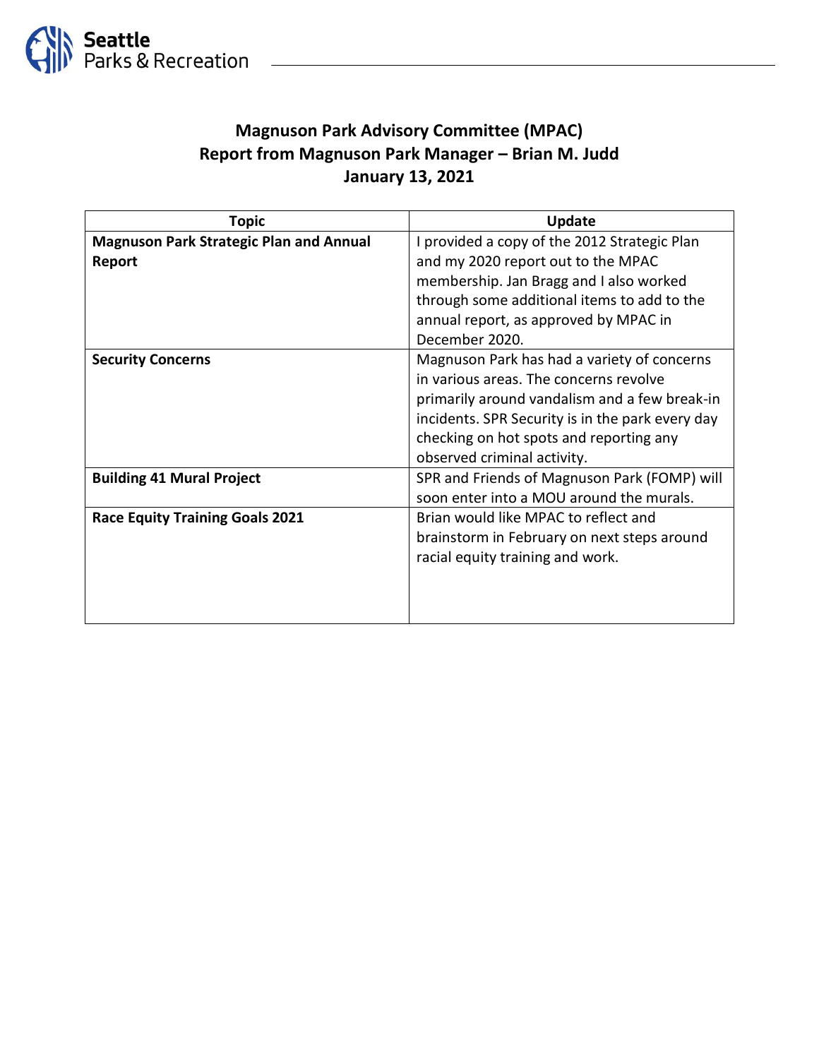## Magnuson Park Advisory Committee (MPAC)
## Report from Magnuson Park Manager – Brian M. Judd
## January 13, 2021

| Topic | Update |
|---|---|
| **Magnuson Park Strategic Plan and Annual Report** | I provided a copy of the 2012 Strategic Plan and my 2020 report out to the MPAC membership. Jan Bragg and I also worked through some additional items to add to the annual report, as approved by MPAC in December 2020. |
| **Security Concerns** | Magnuson Park has had a variety of concerns in various areas. The concerns revolve primarily around vandalism and a few break-in incidents. SPR Security is in the park every day checking on hot spots and reporting any observed criminal activity. |
| **Building 41 Mural Project** | SPR and Friends of Magnuson Park (FOMP) will soon enter into a MOU around the murals. |
| **Race Equity Training Goals 2021** | Brian would like MPAC to reflect and brainstorm in February on next steps around racial equity training and work. |